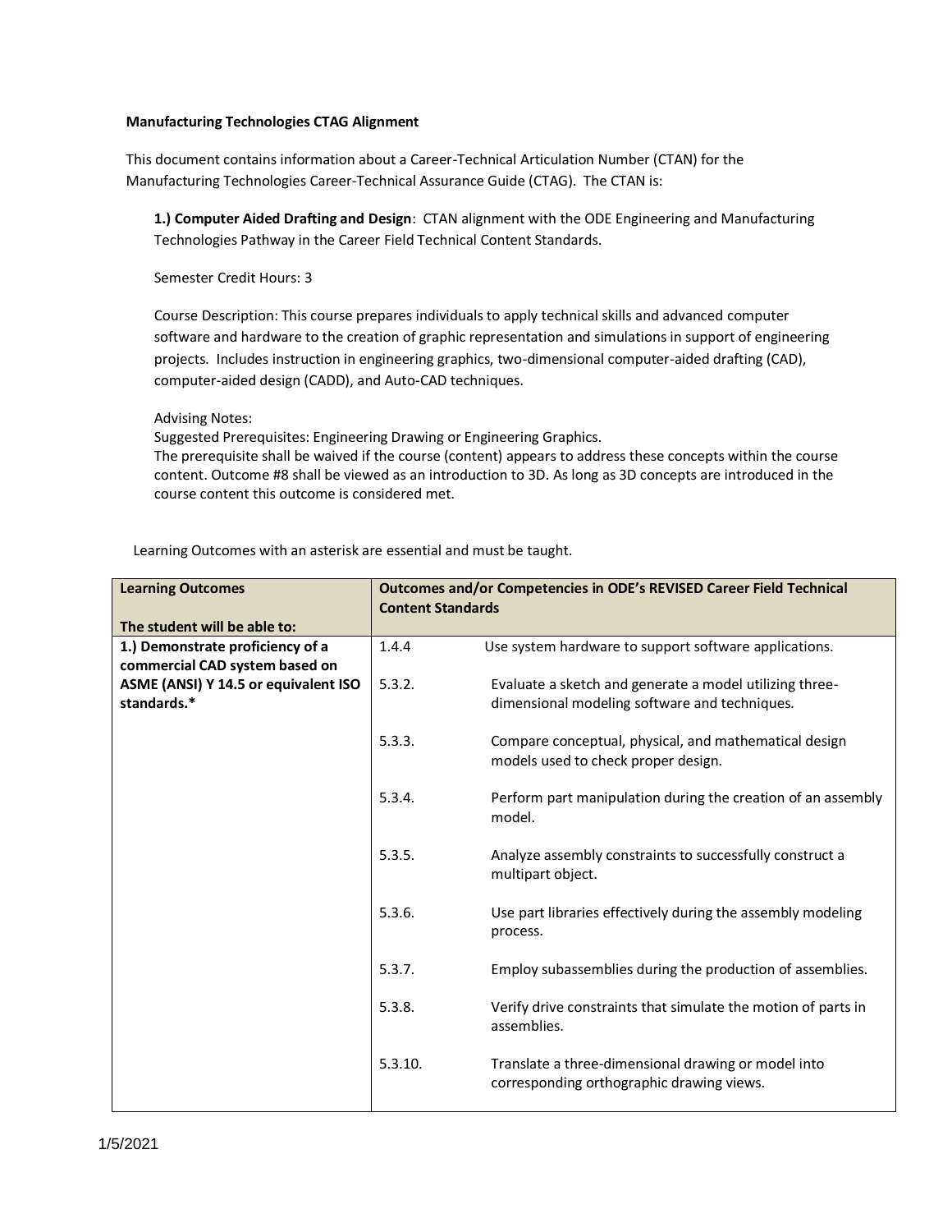**Manufacturing Technologies CTAG Alignment**

This document contains information about a Career-Technical Articulation Number (CTAN) for the Manufacturing Technologies Career-Technical Assurance Guide (CTAG). The CTAN is:

**1.) Computer Aided Drafting and Design**: CTAN alignment with the ODE Engineering and Manufacturing Technologies Pathway in the Career Field Technical Content Standards.

Semester Credit Hours: 3

Course Description: This course prepares individuals to apply technical skills and advanced computer software and hardware to the creation of graphic representation and simulations in support of engineering projects. Includes instruction in engineering graphics, two-dimensional computer-aided drafting (CAD), computer-aided design (CADD), and Auto-CAD techniques.

Advising Notes:
Suggested Prerequisites: Engineering Drawing or Engineering Graphics.
The prerequisite shall be waived if the course (content) appears to address these concepts within the course content. Outcome #8 shall be viewed as an introduction to 3D. As long as 3D concepts are introduced in the course content this outcome is considered met.

Learning Outcomes with an asterisk are essential and must be taught.

| Learning Outcomes<br><br>The student will be able to: | Outcomes and/or Competencies in ODE's REVISED Career Field Technical Content Standards | |
|---|---|---|
| **1.) Demonstrate proficiency of a commercial CAD system based on ASME (ANSI) Y 14.5 or equivalent ISO standards.*** | 1.4.4 | Use system hardware to support software applications. |
| | 5.3.2. | Evaluate a sketch and generate a model utilizing three-dimensional modeling software and techniques. |
| | 5.3.3. | Compare conceptual, physical, and mathematical design models used to check proper design. |
| | 5.3.4. | Perform part manipulation during the creation of an assembly model. |
| | 5.3.5. | Analyze assembly constraints to successfully construct a multipart object. |
| | 5.3.6. | Use part libraries effectively during the assembly modeling process. |
| | 5.3.7. | Employ subassemblies during the production of assemblies. |
| | 5.3.8. | Verify drive constraints that simulate the motion of parts in assemblies. |
| | 5.3.10. | Translate a three-dimensional drawing or model into corresponding orthographic drawing views. |

1/5/2021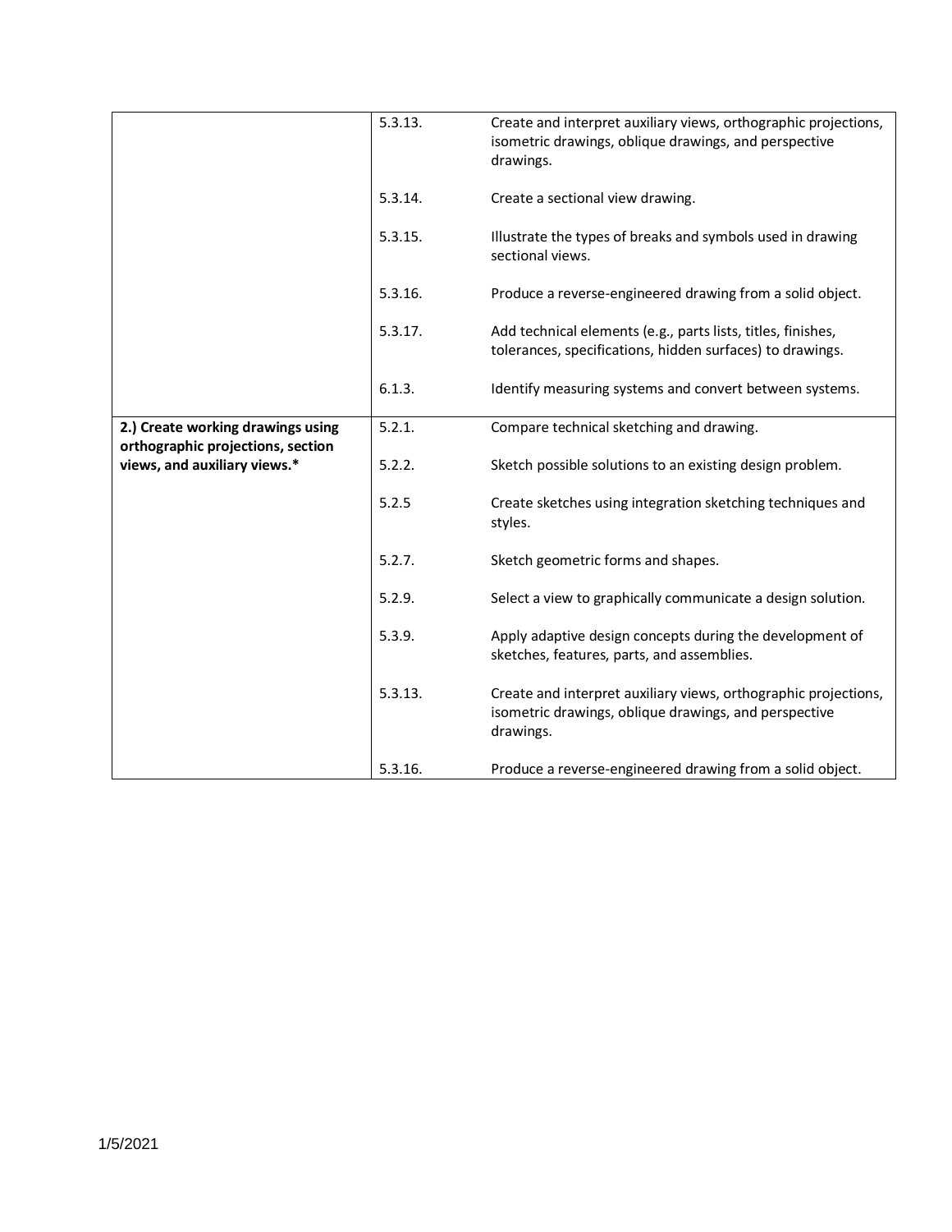| | | |
|---|---|---|
| | 5.3.13. | Create and interpret auxiliary views, orthographic projections, isometric drawings, oblique drawings, and perspective drawings. |
| | 5.3.14. | Create a sectional view drawing. |
| | 5.3.15. | Illustrate the types of breaks and symbols used in drawing sectional views. |
| | 5.3.16. | Produce a reverse-engineered drawing from a solid object. |
| | 5.3.17. | Add technical elements (e.g., parts lists, titles, finishes, tolerances, specifications, hidden surfaces) to drawings. |
| | 6.1.3. | Identify measuring systems and convert between systems. |
| **2.) Create working drawings using orthographic projections, section views, and auxiliary views.*** | 5.2.1. | Compare technical sketching and drawing. |
| | 5.2.2. | Sketch possible solutions to an existing design problem. |
| | 5.2.5 | Create sketches using integration sketching techniques and styles. |
| | 5.2.7. | Sketch geometric forms and shapes. |
| | 5.2.9. | Select a view to graphically communicate a design solution. |
| | 5.3.9. | Apply adaptive design concepts during the development of sketches, features, parts, and assemblies. |
| | 5.3.13. | Create and interpret auxiliary views, orthographic projections, isometric drawings, oblique drawings, and perspective drawings. |
| | 5.3.16. | Produce a reverse-engineered drawing from a solid object. |

1/5/2021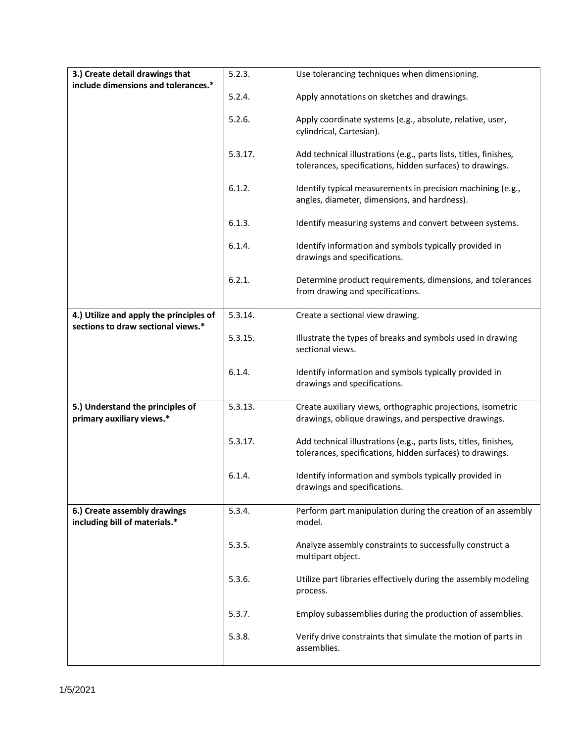| | | |
|---|---|---|
| **3.) Create detail drawings that include dimensions and tolerances.*** | 5.2.3. | Use tolerancing techniques when dimensioning. |
| | 5.2.4. | Apply annotations on sketches and drawings. |
| | 5.2.6. | Apply coordinate systems (e.g., absolute, relative, user, cylindrical, Cartesian). |
| | 5.3.17. | Add technical illustrations (e.g., parts lists, titles, finishes, tolerances, specifications, hidden surfaces) to drawings. |
| | 6.1.2. | Identify typical measurements in precision machining (e.g., angles, diameter, dimensions, and hardness). |
| | 6.1.3. | Identify measuring systems and convert between systems. |
| | 6.1.4. | Identify information and symbols typically provided in drawings and specifications. |
| | 6.2.1. | Determine product requirements, dimensions, and tolerances from drawing and specifications. |
| **4.) Utilize and apply the principles of sections to draw sectional views.*** | 5.3.14. | Create a sectional view drawing. |
| | 5.3.15. | Illustrate the types of breaks and symbols used in drawing sectional views. |
| | 6.1.4. | Identify information and symbols typically provided in drawings and specifications. |
| **5.) Understand the principles of primary auxiliary views.*** | 5.3.13. | Create auxiliary views, orthographic projections, isometric drawings, oblique drawings, and perspective drawings. |
| | 5.3.17. | Add technical illustrations (e.g., parts lists, titles, finishes, tolerances, specifications, hidden surfaces) to drawings. |
| | 6.1.4. | Identify information and symbols typically provided in drawings and specifications. |
| **6.) Create assembly drawings including bill of materials.*** | 5.3.4. | Perform part manipulation during the creation of an assembly model. |
| | 5.3.5. | Analyze assembly constraints to successfully construct a multipart object. |
| | 5.3.6. | Utilize part libraries effectively during the assembly modeling process. |
| | 5.3.7. | Employ subassemblies during the production of assemblies. |
| | 5.3.8. | Verify drive constraints that simulate the motion of parts in assemblies. |

1/5/2021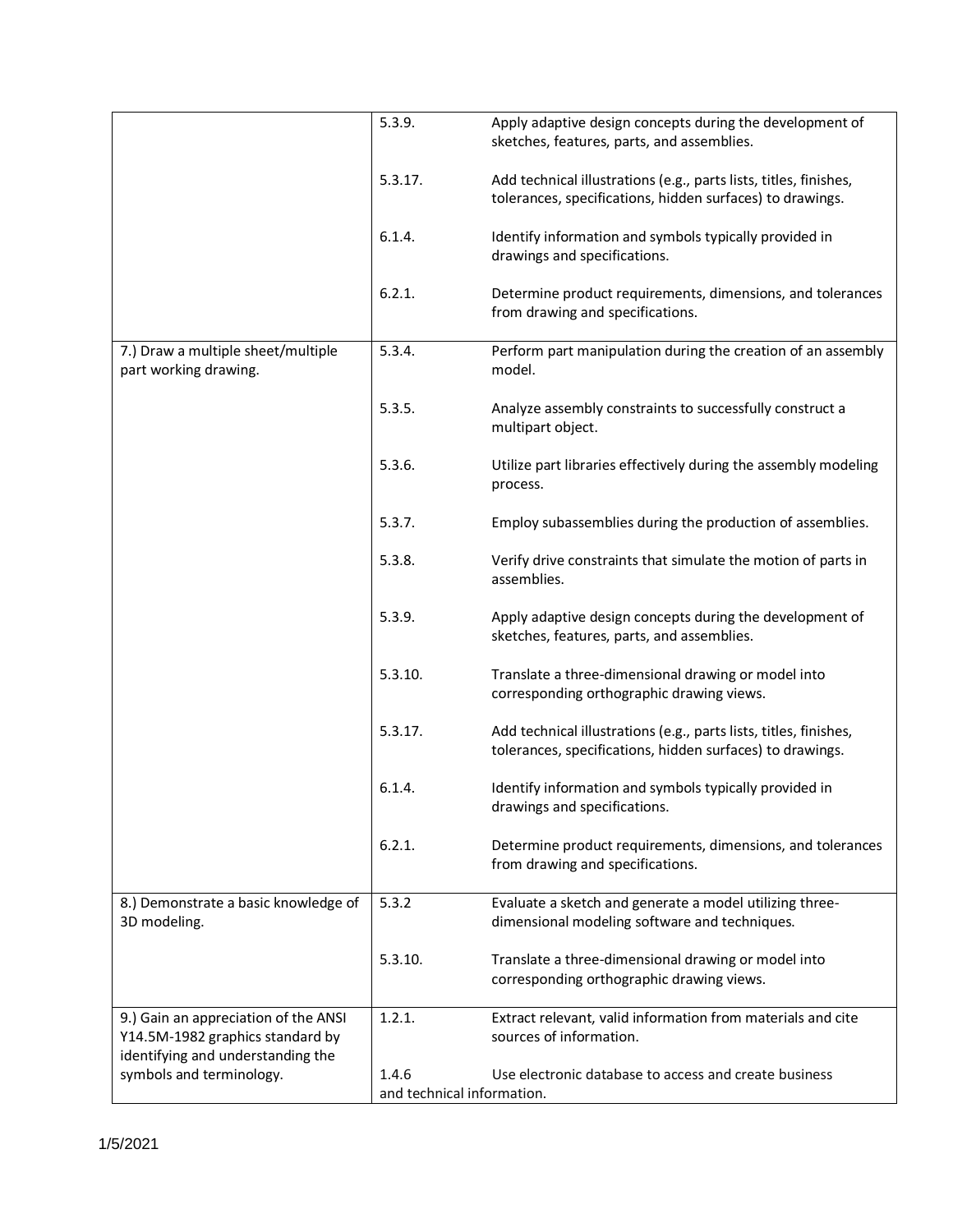| | | |
|---|---|---|
| | 5.3.9. | Apply adaptive design concepts during the development of sketches, features, parts, and assemblies. |
| | 5.3.17. | Add technical illustrations (e.g., parts lists, titles, finishes, tolerances, specifications, hidden surfaces) to drawings. |
| | 6.1.4. | Identify information and symbols typically provided in drawings and specifications. |
| | 6.2.1. | Determine product requirements, dimensions, and tolerances from drawing and specifications. |
| 7.) Draw a multiple sheet/multiple part working drawing. | 5.3.4. | Perform part manipulation during the creation of an assembly model. |
| | 5.3.5. | Analyze assembly constraints to successfully construct a multipart object. |
| | 5.3.6. | Utilize part libraries effectively during the assembly modeling process. |
| | 5.3.7. | Employ subassemblies during the production of assemblies. |
| | 5.3.8. | Verify drive constraints that simulate the motion of parts in assemblies. |
| | 5.3.9. | Apply adaptive design concepts during the development of sketches, features, parts, and assemblies. |
| | 5.3.10. | Translate a three-dimensional drawing or model into corresponding orthographic drawing views. |
| | 5.3.17. | Add technical illustrations (e.g., parts lists, titles, finishes, tolerances, specifications, hidden surfaces) to drawings. |
| | 6.1.4. | Identify information and symbols typically provided in drawings and specifications. |
| | 6.2.1. | Determine product requirements, dimensions, and tolerances from drawing and specifications. |
| 8.) Demonstrate a basic knowledge of 3D modeling. | 5.3.2 | Evaluate a sketch and generate a model utilizing three-dimensional modeling software and techniques. |
| | 5.3.10. | Translate a three-dimensional drawing or model into corresponding orthographic drawing views. |
| 9.) Gain an appreciation of the ANSI Y14.5M-1982 graphics standard by identifying and understanding the symbols and terminology. | 1.2.1. | Extract relevant, valid information from materials and cite sources of information. |
| | 1.4.6 | Use electronic database to access and create business and technical information. |

1/5/2021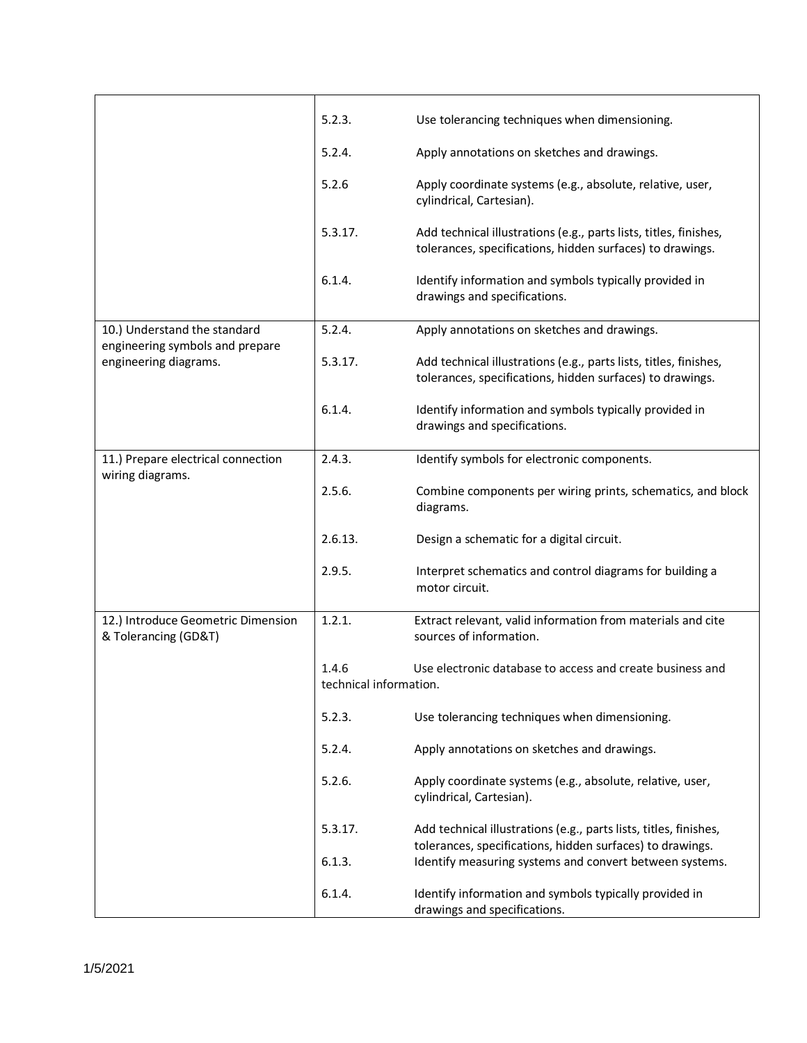| | | |
|---|---|---|
| | 5.2.3. | Use tolerancing techniques when dimensioning. |
| | 5.2.4. | Apply annotations on sketches and drawings. |
| | 5.2.6 | Apply coordinate systems (e.g., absolute, relative, user, cylindrical, Cartesian). |
| | 5.3.17. | Add technical illustrations (e.g., parts lists, titles, finishes, tolerances, specifications, hidden surfaces) to drawings. |
| | 6.1.4. | Identify information and symbols typically provided in drawings and specifications. |
| 10.) Understand the standard engineering symbols and prepare engineering diagrams. | 5.2.4. | Apply annotations on sketches and drawings. |
| | 5.3.17. | Add technical illustrations (e.g., parts lists, titles, finishes, tolerances, specifications, hidden surfaces) to drawings. |
| | 6.1.4. | Identify information and symbols typically provided in drawings and specifications. |
| 11.) Prepare electrical connection wiring diagrams. | 2.4.3. | Identify symbols for electronic components. |
| | 2.5.6. | Combine components per wiring prints, schematics, and block diagrams. |
| | 2.6.13. | Design a schematic for a digital circuit. |
| | 2.9.5. | Interpret schematics and control diagrams for building a motor circuit. |
| 12.) Introduce Geometric Dimension & Tolerancing (GD&T) | 1.2.1. | Extract relevant, valid information from materials and cite sources of information. |
| | 1.4.6 | Use electronic database to access and create business and technical information. |
| | 5.2.3. | Use tolerancing techniques when dimensioning. |
| | 5.2.4. | Apply annotations on sketches and drawings. |
| | 5.2.6. | Apply coordinate systems (e.g., absolute, relative, user, cylindrical, Cartesian). |
| | 5.3.17. | Add technical illustrations (e.g., parts lists, titles, finishes, tolerances, specifications, hidden surfaces) to drawings. |
| | 6.1.3. | Identify measuring systems and convert between systems. |
| | 6.1.4. | Identify information and symbols typically provided in drawings and specifications. |

1/5/2021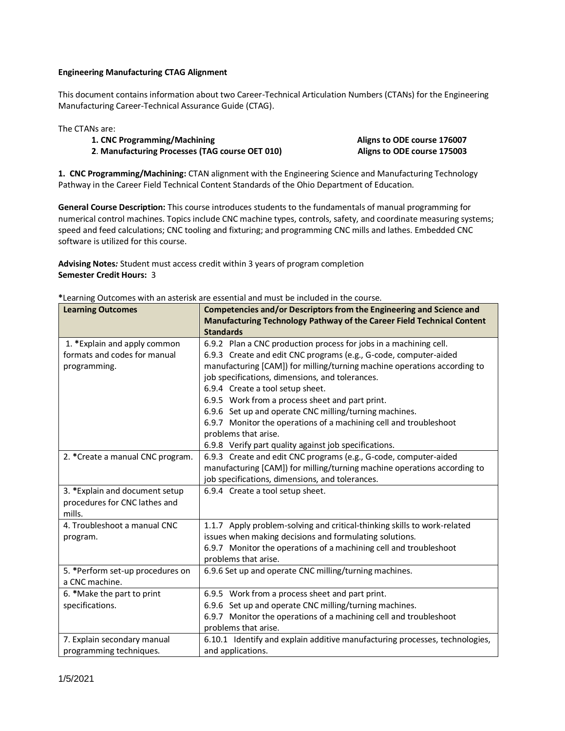**Engineering Manufacturing CTAG Alignment**

This document contains information about two Career-Technical Articulation Numbers (CTANs) for the Engineering Manufacturing Career-Technical Assurance Guide (CTAG).

The CTANs are:

**1. CNC Programming/Machining** — **Aligns to ODE course 176007**
**2. Manufacturing Processes (TAG course OET 010)** — **Aligns to ODE course 175003**

**1. CNC Programming/Machining:** CTAN alignment with the Engineering Science and Manufacturing Technology Pathway in the Career Field Technical Content Standards of the Ohio Department of Education.

**General Course Description:** This course introduces students to the fundamentals of manual programming for numerical control machines. Topics include CNC machine types, controls, safety, and coordinate measuring systems; speed and feed calculations; CNC tooling and fixturing; and programming CNC mills and lathes. Embedded CNC software is utilized for this course.

***Advising Notes:*** Student must access credit within 3 years of program completion
**Semester Credit Hours:** 3

**\***Learning Outcomes with an asterisk are essential and must be included in the course.

| Learning Outcomes | Competencies and/or Descriptors from the Engineering and Science and Manufacturing Technology Pathway of the Career Field Technical Content Standards |
|---|---|
| 1. ***Explain and apply common formats and codes for manual programming. | 6.9.2 Plan a CNC production process for jobs in a machining cell.<br>6.9.3 Create and edit CNC programs (e.g., G-code, computer-aided manufacturing [CAM]) for milling/turning machine operations according to job specifications, dimensions, and tolerances.<br>6.9.4 Create a tool setup sheet.<br>6.9.5 Work from a process sheet and part print.<br>6.9.6 Set up and operate CNC milling/turning machines.<br>6.9.7 Monitor the operations of a machining cell and troubleshoot problems that arise.<br>6.9.8 Verify part quality against job specifications. |
| 2. ***Create a manual CNC program. | 6.9.3 Create and edit CNC programs (e.g., G-code, computer-aided manufacturing [CAM]) for milling/turning machine operations according to job specifications, dimensions, and tolerances. |
| 3. ***Explain and document setup procedures for CNC lathes and mills. | 6.9.4 Create a tool setup sheet. |
| 4. Troubleshoot a manual CNC program. | 1.1.7 Apply problem-solving and critical-thinking skills to work-related issues when making decisions and formulating solutions.<br>6.9.7 Monitor the operations of a machining cell and troubleshoot problems that arise. |
| 5. ***Perform set-up procedures on a CNC machine. | 6.9.6 Set up and operate CNC milling/turning machines. |
| 6. ***Make the part to print specifications. | 6.9.5 Work from a process sheet and part print.<br>6.9.6 Set up and operate CNC milling/turning machines.<br>6.9.7 Monitor the operations of a machining cell and troubleshoot problems that arise. |
| 7. Explain secondary manual programming techniques. | 6.10.1 Identify and explain additive manufacturing processes, technologies, and applications. |

1/5/2021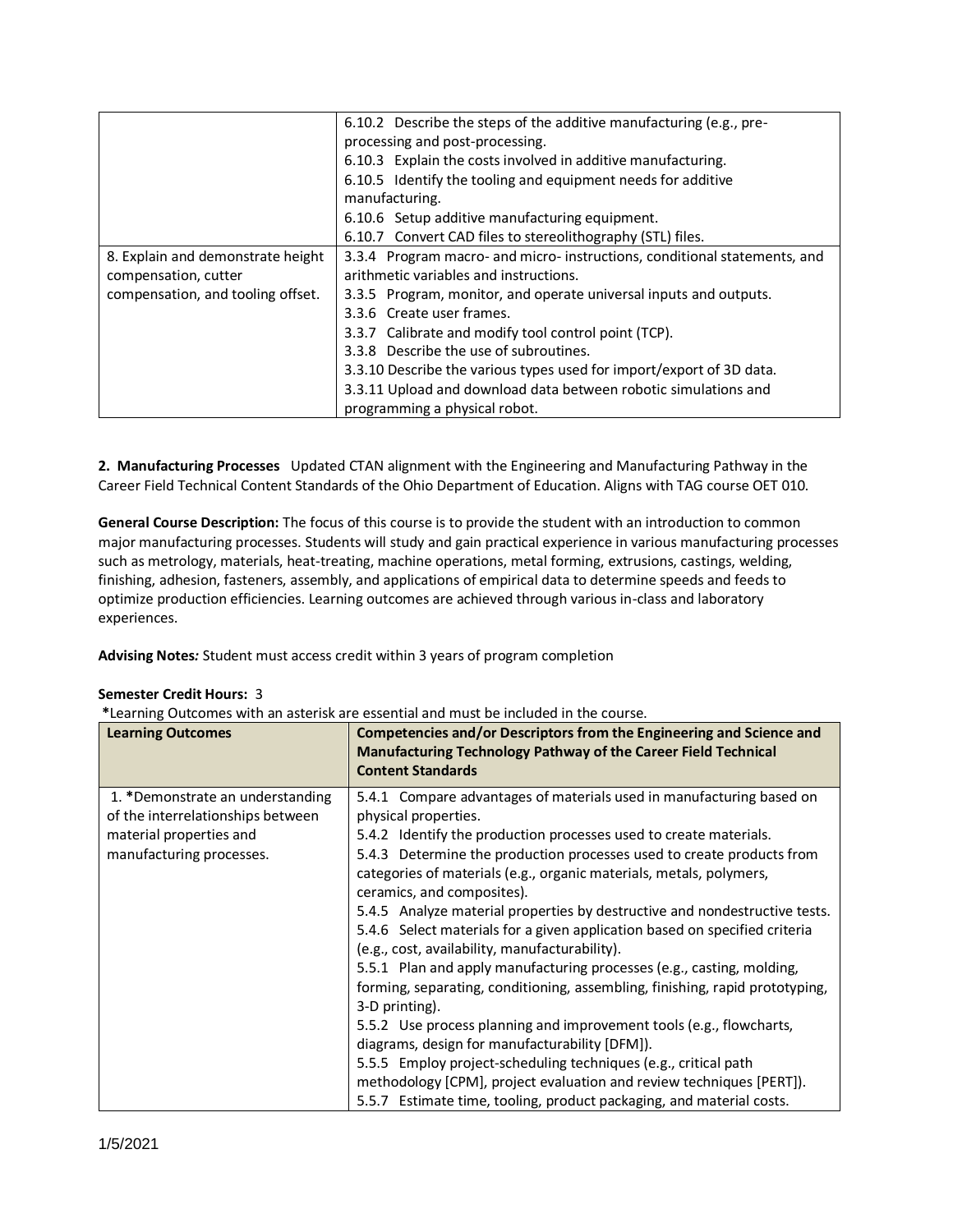| | |
|---|---|
| | 6.10.2 Describe the steps of the additive manufacturing (e.g., pre-processing and post-processing.<br>6.10.3 Explain the costs involved in additive manufacturing.<br>6.10.5 Identify the tooling and equipment needs for additive manufacturing.<br>6.10.6 Setup additive manufacturing equipment.<br>6.10.7 Convert CAD files to stereolithography (STL) files. |
| 8. Explain and demonstrate height compensation, cutter compensation, and tooling offset. | 3.3.4 Program macro- and micro- instructions, conditional statements, and arithmetic variables and instructions.<br>3.3.5 Program, monitor, and operate universal inputs and outputs.<br>3.3.6 Create user frames.<br>3.3.7 Calibrate and modify tool control point (TCP).<br>3.3.8 Describe the use of subroutines.<br>3.3.10 Describe the various types used for import/export of 3D data.<br>3.3.11 Upload and download data between robotic simulations and programming a physical robot. |

**2. Manufacturing Processes** Updated CTAN alignment with the Engineering and Manufacturing Pathway in the Career Field Technical Content Standards of the Ohio Department of Education. Aligns with TAG course OET 010.

**General Course Description:** The focus of this course is to provide the student with an introduction to common major manufacturing processes. Students will study and gain practical experience in various manufacturing processes such as metrology, materials, heat-treating, machine operations, metal forming, extrusions, castings, welding, finishing, adhesion, fasteners, assembly, and applications of empirical data to determine speeds and feeds to optimize production efficiencies. Learning outcomes are achieved through various in-class and laboratory experiences.

**Advising Notes*:*** Student must access credit within 3 years of program completion

**Semester Credit Hours:** 3

**\***Learning Outcomes with an asterisk are essential and must be included in the course.

| Learning Outcomes | Competencies and/or Descriptors from the Engineering and Science and Manufacturing Technology Pathway of the Career Field Technical Content Standards |
|---|---|
| 1. *Demonstrate an understanding of the interrelationships between material properties and manufacturing processes. | 5.4.1 Compare advantages of materials used in manufacturing based on physical properties.<br>5.4.2 Identify the production processes used to create materials.<br>5.4.3 Determine the production processes used to create products from categories of materials (e.g., organic materials, metals, polymers, ceramics, and composites).<br>5.4.5 Analyze material properties by destructive and nondestructive tests.<br>5.4.6 Select materials for a given application based on specified criteria (e.g., cost, availability, manufacturability).<br>5.5.1 Plan and apply manufacturing processes (e.g., casting, molding, forming, separating, conditioning, assembling, finishing, rapid prototyping, 3-D printing).<br>5.5.2 Use process planning and improvement tools (e.g., flowcharts, diagrams, design for manufacturability [DFM]).<br>5.5.5 Employ project-scheduling techniques (e.g., critical path methodology [CPM], project evaluation and review techniques [PERT]).<br>5.5.7 Estimate time, tooling, product packaging, and material costs. |

1/5/2021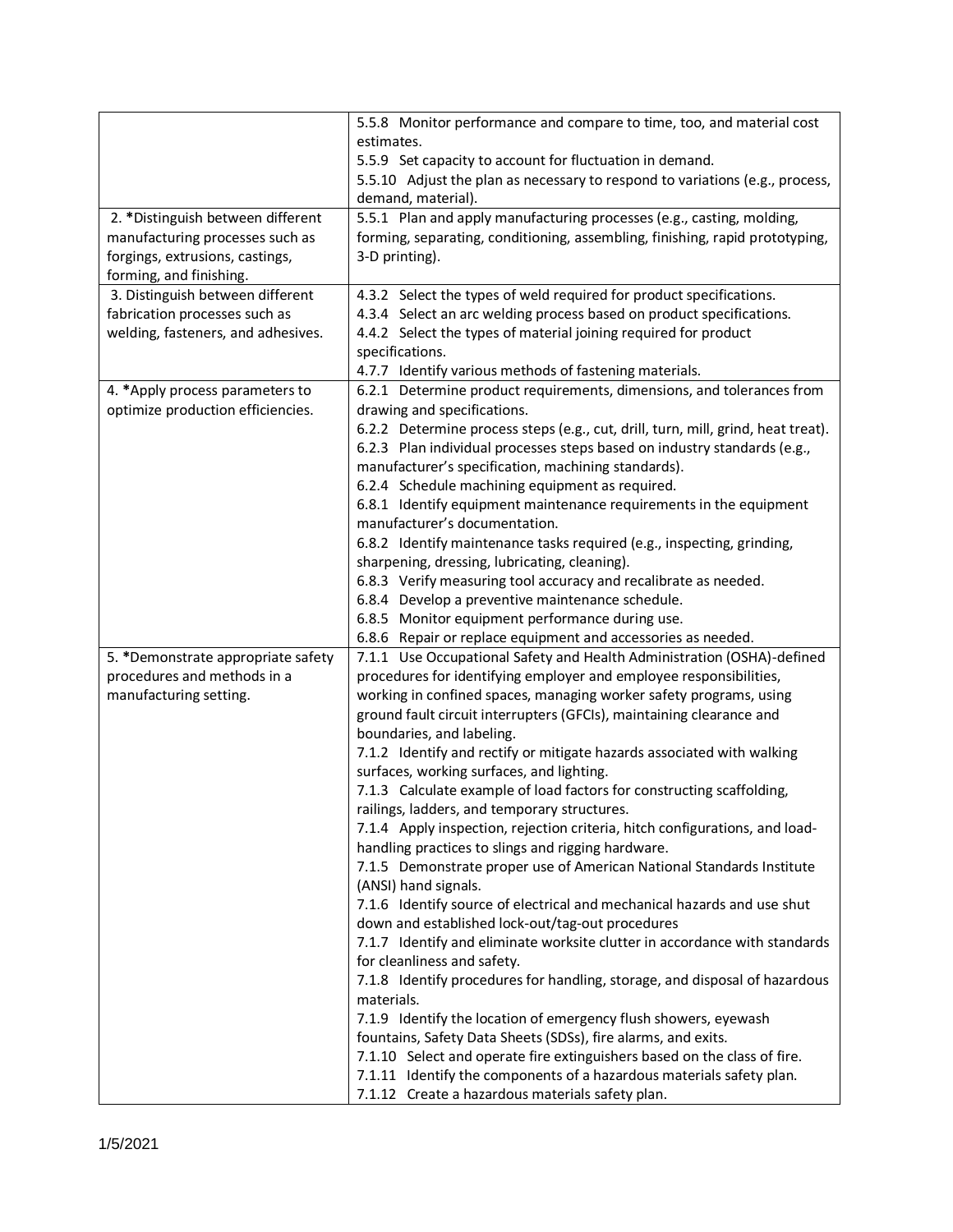| | |
|---|---|
| | 5.5.8 Monitor performance and compare to time, too, and material cost estimates.<br>5.5.9 Set capacity to account for fluctuation in demand.<br>5.5.10 Adjust the plan as necessary to respond to variations (e.g., process, demand, material). |
| 2. ***Distinguish between different manufacturing processes such as forgings, extrusions, castings, forming, and finishing.** | 5.5.1 Plan and apply manufacturing processes (e.g., casting, molding, forming, separating, conditioning, assembling, finishing, rapid prototyping, 3-D printing). |
| 3. Distinguish between different fabrication processes such as welding, fasteners, and adhesives. | 4.3.2 Select the types of weld required for product specifications.<br>4.3.4 Select an arc welding process based on product specifications.<br>4.4.2 Select the types of material joining required for product specifications.<br>4.7.7 Identify various methods of fastening materials. |
| 4. ***Apply process parameters to optimize production efficiencies.** | 6.2.1 Determine product requirements, dimensions, and tolerances from drawing and specifications.<br>6.2.2 Determine process steps (e.g., cut, drill, turn, mill, grind, heat treat).<br>6.2.3 Plan individual processes steps based on industry standards (e.g., manufacturer's specification, machining standards).<br>6.2.4 Schedule machining equipment as required.<br>6.8.1 Identify equipment maintenance requirements in the equipment manufacturer's documentation.<br>6.8.2 Identify maintenance tasks required (e.g., inspecting, grinding, sharpening, dressing, lubricating, cleaning).<br>6.8.3 Verify measuring tool accuracy and recalibrate as needed.<br>6.8.4 Develop a preventive maintenance schedule.<br>6.8.5 Monitor equipment performance during use.<br>6.8.6 Repair or replace equipment and accessories as needed. |
| 5. ***Demonstrate appropriate safety procedures and methods in a manufacturing setting.** | 7.1.1 Use Occupational Safety and Health Administration (OSHA)-defined procedures for identifying employer and employee responsibilities, working in confined spaces, managing worker safety programs, using ground fault circuit interrupters (GFCIs), maintaining clearance and boundaries, and labeling.<br>7.1.2 Identify and rectify or mitigate hazards associated with walking surfaces, working surfaces, and lighting.<br>7.1.3 Calculate example of load factors for constructing scaffolding, railings, ladders, and temporary structures.<br>7.1.4 Apply inspection, rejection criteria, hitch configurations, and load-handling practices to slings and rigging hardware.<br>7.1.5 Demonstrate proper use of American National Standards Institute (ANSI) hand signals.<br>7.1.6 Identify source of electrical and mechanical hazards and use shut down and established lock-out/tag-out procedures<br>7.1.7 Identify and eliminate worksite clutter in accordance with standards for cleanliness and safety.<br>7.1.8 Identify procedures for handling, storage, and disposal of hazardous materials.<br>7.1.9 Identify the location of emergency flush showers, eyewash fountains, Safety Data Sheets (SDSs), fire alarms, and exits.<br>7.1.10 Select and operate fire extinguishers based on the class of fire.<br>7.1.11 Identify the components of a hazardous materials safety plan.<br>7.1.12 Create a hazardous materials safety plan. |

1/5/2021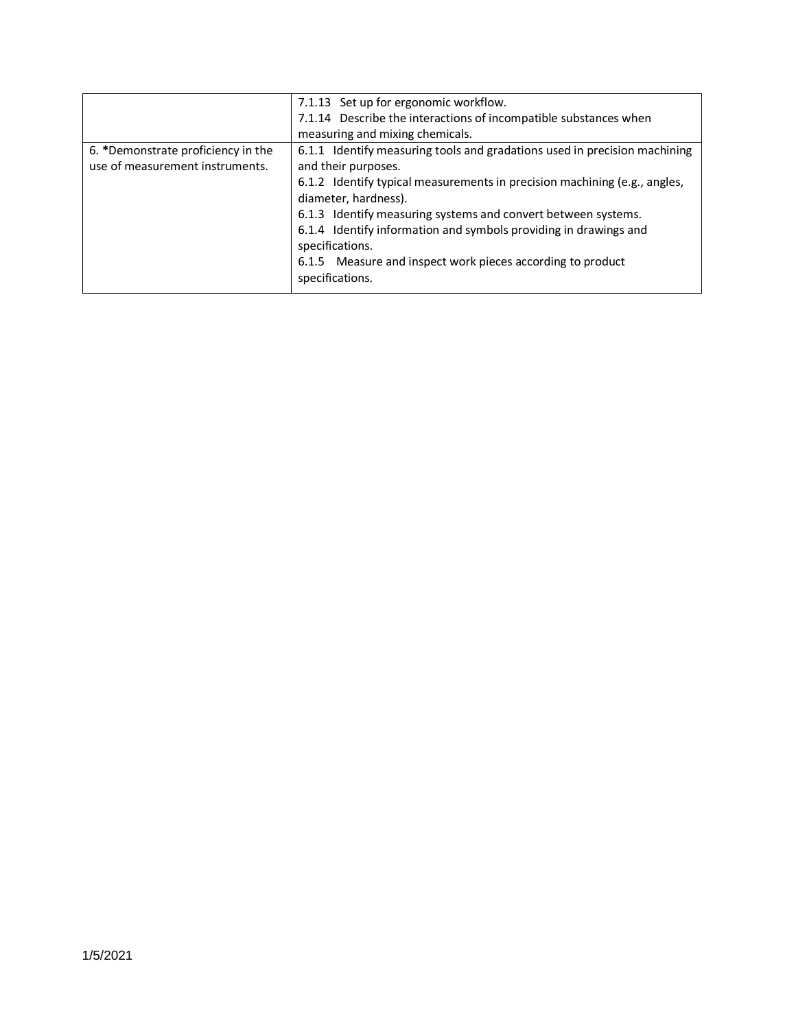| | |
|---|---|
| | 7.1.13 Set up for ergonomic workflow.<br>7.1.14 Describe the interactions of incompatible substances when measuring and mixing chemicals. |
| 6. **\***Demonstrate proficiency in the use of measurement instruments. | 6.1.1 Identify measuring tools and gradations used in precision machining and their purposes.<br>6.1.2 Identify typical measurements in precision machining (e.g., angles, diameter, hardness).<br>6.1.3 Identify measuring systems and convert between systems.<br>6.1.4 Identify information and symbols providing in drawings and specifications.<br>6.1.5 Measure and inspect work pieces according to product specifications. |

1/5/2021